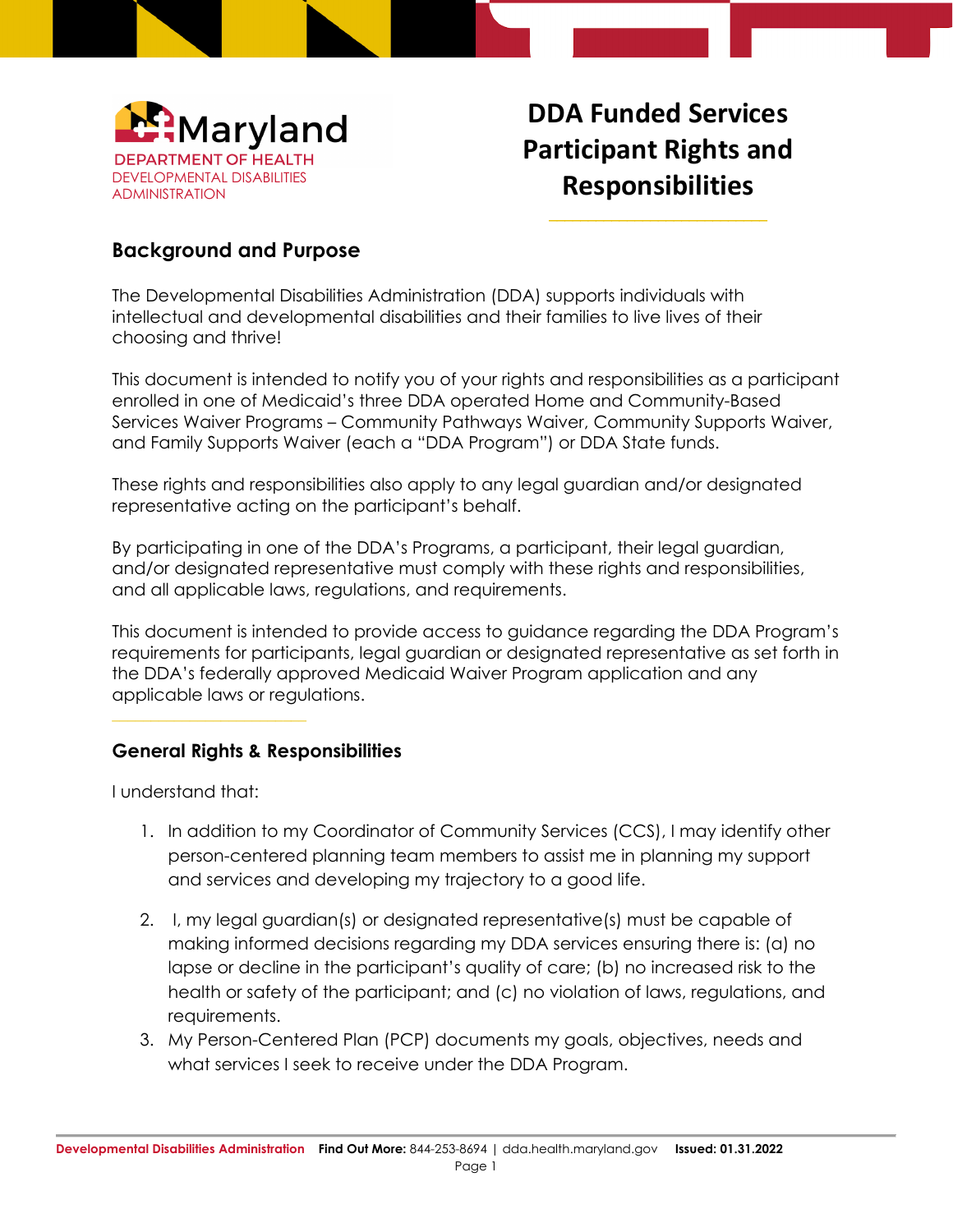Maryland
DEPARTMENT OF HEALTH
DEVELOPMENTAL DISABILITIES ADMINISTRATION

# DDA Funded Services Participant Rights and Responsibilities

## Background and Purpose

The Developmental Disabilities Administration (DDA) supports individuals with intellectual and developmental disabilities and their families to live lives of their choosing and thrive!

This document is intended to notify you of your rights and responsibilities as a participant enrolled in one of Medicaid's three DDA operated Home and Community-Based Services Waiver Programs – Community Pathways Waiver, Community Supports Waiver, and Family Supports Waiver (each a "DDA Program") or DDA State funds.

These rights and responsibilities also apply to any legal guardian and/or designated representative acting on the participant's behalf.

By participating in one of the DDA's Programs, a participant, their legal guardian, and/or designated representative must comply with these rights and responsibilities, and all applicable laws, regulations, and requirements.

This document is intended to provide access to guidance regarding the DDA Program's requirements for participants, legal guardian or designated representative as set forth in the DDA's federally approved Medicaid Waiver Program application and any applicable laws or regulations.

## General Rights & Responsibilities

I understand that:

1. In addition to my Coordinator of Community Services (CCS), I may identify other person-centered planning team members to assist me in planning my support and services and developing my trajectory to a good life.
2. I, my legal guardian(s) or designated representative(s) must be capable of making informed decisions regarding my DDA services ensuring there is: (a) no lapse or decline in the participant's quality of care; (b) no increased risk to the health or safety of the participant; and (c) no violation of laws, regulations, and requirements.
3. My Person-Centered Plan (PCP) documents my goals, objectives, needs and what services I seek to receive under the DDA Program.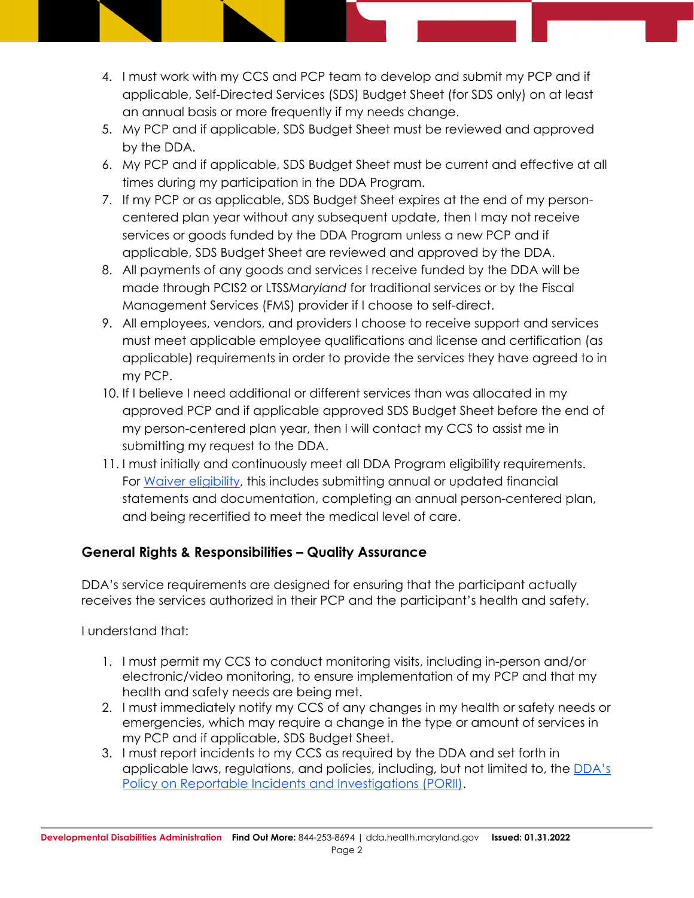4. I must work with my CCS and PCP team to develop and submit my PCP and if applicable, Self-Directed Services (SDS) Budget Sheet (for SDS only) on at least an annual basis or more frequently if my needs change.
5. My PCP and if applicable, SDS Budget Sheet must be reviewed and approved by the DDA.
6. My PCP and if applicable, SDS Budget Sheet must be current and effective at all times during my participation in the DDA Program.
7. If my PCP or as applicable, SDS Budget Sheet expires at the end of my person-centered plan year without any subsequent update, then I may not receive services or goods funded by the DDA Program unless a new PCP and if applicable, SDS Budget Sheet are reviewed and approved by the DDA.
8. All payments of any goods and services I receive funded by the DDA will be made through PCIS2 or LTSS*Maryland* for traditional services or by the Fiscal Management Services (FMS) provider if I choose to self-direct.
9. All employees, vendors, and providers I choose to receive support and services must meet applicable employee qualifications and license and certification (as applicable) requirements in order to provide the services they have agreed to in my PCP.
10. If I believe I need additional or different services than was allocated in my approved PCP and if applicable approved SDS Budget Sheet before the end of my person-centered plan year, then I will contact my CCS to assist me in submitting my request to the DDA.
11. I must initially and continuously meet all DDA Program eligibility requirements. For Waiver eligibility, this includes submitting annual or updated financial statements and documentation, completing an annual person-centered plan, and being recertified to meet the medical level of care.

### General Rights & Responsibilities – Quality Assurance

DDA's service requirements are designed for ensuring that the participant actually receives the services authorized in their PCP and the participant's health and safety.

I understand that:

1. I must permit my CCS to conduct monitoring visits, including in-person and/or electronic/video monitoring, to ensure implementation of my PCP and that my health and safety needs are being met.
2. I must immediately notify my CCS of any changes in my health or safety needs or emergencies, which may require a change in the type or amount of services in my PCP and if applicable, SDS Budget Sheet.
3. I must report incidents to my CCS as required by the DDA and set forth in applicable laws, regulations, and policies, including, but not limited to, the DDA's Policy on Reportable Incidents and Investigations (PORII).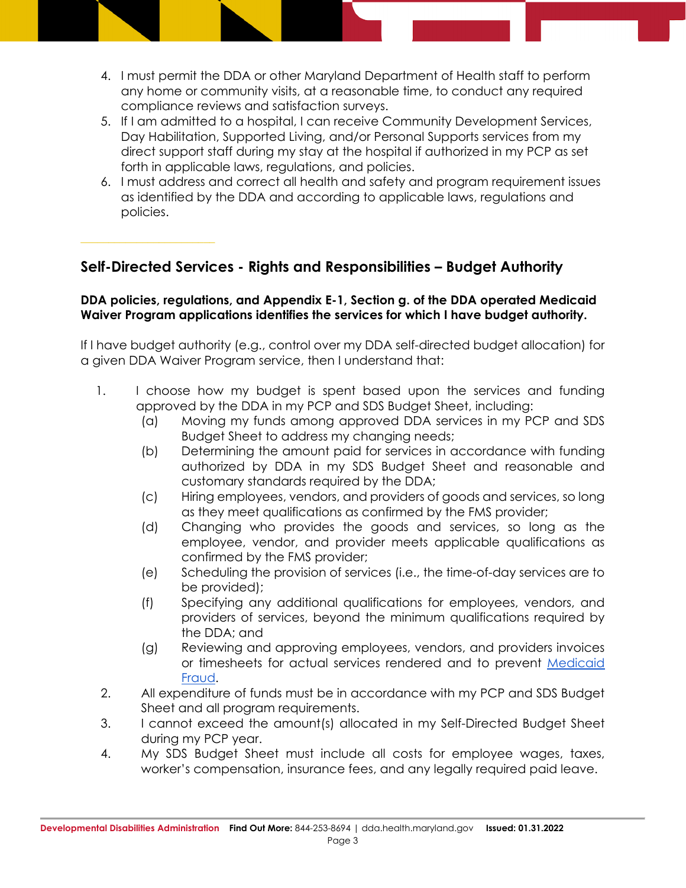4. I must permit the DDA or other Maryland Department of Health staff to perform any home or community visits, at a reasonable time, to conduct any required compliance reviews and satisfaction surveys.
5. If I am admitted to a hospital, I can receive Community Development Services, Day Habilitation, Supported Living, and/or Personal Supports services from my direct support staff during my stay at the hospital if authorized in my PCP as set forth in applicable laws, regulations, and policies.
6. I must address and correct all health and safety and program requirement issues as identified by the DDA and according to applicable laws, regulations and policies.

## Self-Directed Services - Rights and Responsibilities – Budget Authority

**DDA policies, regulations, and Appendix E-1, Section g. of the DDA operated Medicaid Waiver Program applications identifies the services for which I have budget authority.**

If I have budget authority (e.g., control over my DDA self-directed budget allocation) for a given DDA Waiver Program service, then I understand that:

1. I choose how my budget is spent based upon the services and funding approved by the DDA in my PCP and SDS Budget Sheet, including:
   - (a) Moving my funds among approved DDA services in my PCP and SDS Budget Sheet to address my changing needs;
   - (b) Determining the amount paid for services in accordance with funding authorized by DDA in my SDS Budget Sheet and reasonable and customary standards required by the DDA;
   - (c) Hiring employees, vendors, and providers of goods and services, so long as they meet qualifications as confirmed by the FMS provider;
   - (d) Changing who provides the goods and services, so long as the employee, vendor, and provider meets applicable qualifications as confirmed by the FMS provider;
   - (e) Scheduling the provision of services (i.e., the time-of-day services are to be provided);
   - (f) Specifying any additional qualifications for employees, vendors, and providers of services, beyond the minimum qualifications required by the DDA; and
   - (g) Reviewing and approving employees, vendors, and providers invoices or timesheets for actual services rendered and to prevent Medicaid Fraud.
2. All expenditure of funds must be in accordance with my PCP and SDS Budget Sheet and all program requirements.
3. I cannot exceed the amount(s) allocated in my Self-Directed Budget Sheet during my PCP year.
4. My SDS Budget Sheet must include all costs for employee wages, taxes, worker's compensation, insurance fees, and any legally required paid leave.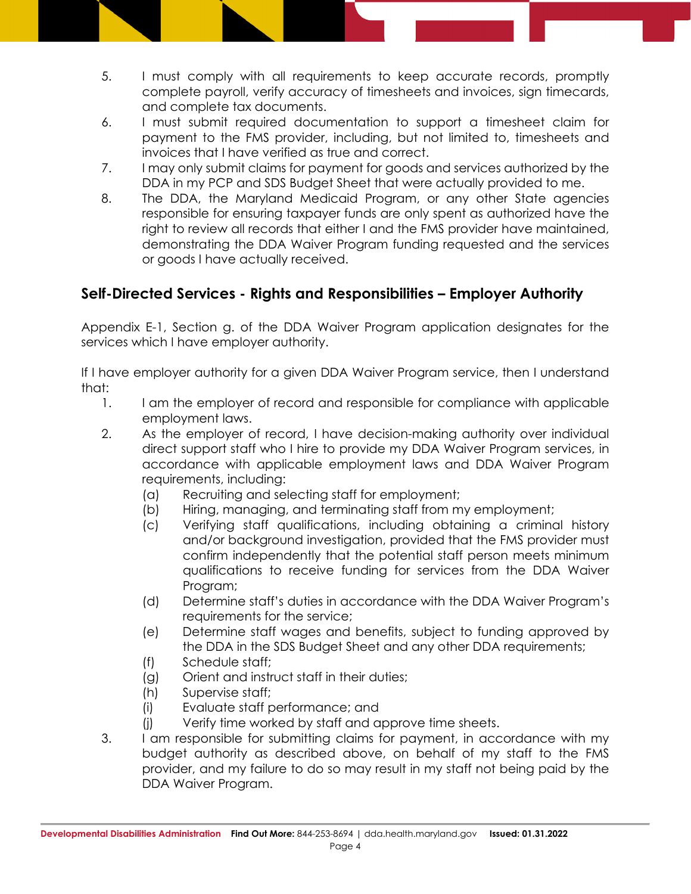5. I must comply with all requirements to keep accurate records, promptly complete payroll, verify accuracy of timesheets and invoices, sign timecards, and complete tax documents.
6. I must submit required documentation to support a timesheet claim for payment to the FMS provider, including, but not limited to, timesheets and invoices that I have verified as true and correct.
7. I may only submit claims for payment for goods and services authorized by the DDA in my PCP and SDS Budget Sheet that were actually provided to me.
8. The DDA, the Maryland Medicaid Program, or any other State agencies responsible for ensuring taxpayer funds are only spent as authorized have the right to review all records that either I and the FMS provider have maintained, demonstrating the DDA Waiver Program funding requested and the services or goods I have actually received.

## Self-Directed Services - Rights and Responsibilities – Employer Authority

Appendix E-1, Section g. of the DDA Waiver Program application designates for the services which I have employer authority.

If I have employer authority for a given DDA Waiver Program service, then I understand that:

1. I am the employer of record and responsible for compliance with applicable employment laws.
2. As the employer of record, I have decision-making authority over individual direct support staff who I hire to provide my DDA Waiver Program services, in accordance with applicable employment laws and DDA Waiver Program requirements, including:
   - (a) Recruiting and selecting staff for employment;
   - (b) Hiring, managing, and terminating staff from my employment;
   - (c) Verifying staff qualifications, including obtaining a criminal history and/or background investigation, provided that the FMS provider must confirm independently that the potential staff person meets minimum qualifications to receive funding for services from the DDA Waiver Program;
   - (d) Determine staff's duties in accordance with the DDA Waiver Program's requirements for the service;
   - (e) Determine staff wages and benefits, subject to funding approved by the DDA in the SDS Budget Sheet and any other DDA requirements;
   - (f) Schedule staff;
   - (g) Orient and instruct staff in their duties;
   - (h) Supervise staff;
   - (i) Evaluate staff performance; and
   - (j) Verify time worked by staff and approve time sheets.
3. I am responsible for submitting claims for payment, in accordance with my budget authority as described above, on behalf of my staff to the FMS provider, and my failure to do so may result in my staff not being paid by the DDA Waiver Program.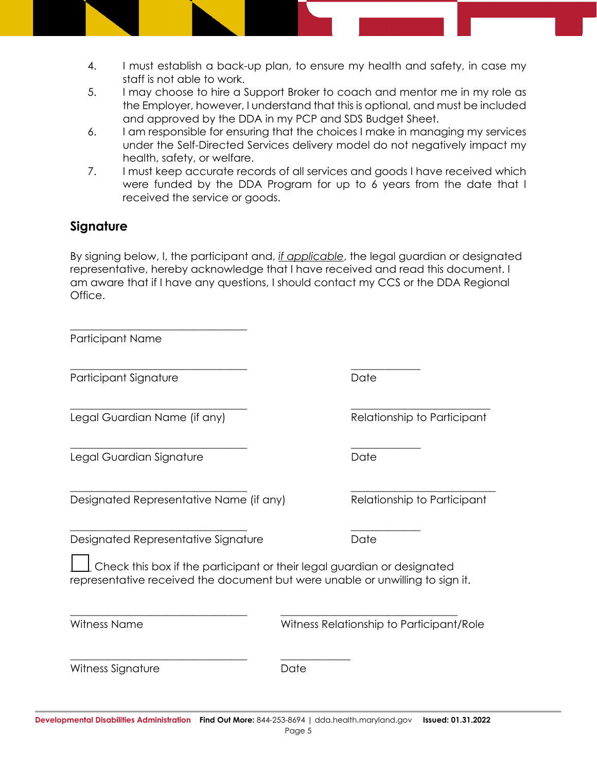4. I must establish a back-up plan, to ensure my health and safety, in case my staff is not able to work.
5. I may choose to hire a Support Broker to coach and mentor me in my role as the Employer, however, I understand that this is optional, and must be included and approved by the DDA in my PCP and SDS Budget Sheet.
6. I am responsible for ensuring that the choices I make in managing my services under the Self-Directed Services delivery model do not negatively impact my health, safety, or welfare.
7. I must keep accurate records of all services and goods I have received which were funded by the DDA Program for up to 6 years from the date that I received the service or goods.

## Signature

By signing below, I, the participant and, *if applicable*, the legal guardian or designated representative, hereby acknowledge that I have received and read this document. I am aware that if I have any questions, I should contact my CCS or the DDA Regional Office.

________________________________
Participant Name

________________________________ ____________
Participant Signature Date

________________________________ ________________________
Legal Guardian Name (if any) Relationship to Participant

________________________________ ____________
Legal Guardian Signature Date

________________________________ ________________________
Designated Representative Name (if any) Relationship to Participant

________________________________ ____________
Designated Representative Signature Date

☐ Check this box if the participant or their legal guardian or designated representative received the document but were unable or unwilling to sign it.

________________________________ ________________________________
Witness Name Witness Relationship to Participant/Role

________________________________ ____________
Witness Signature Date